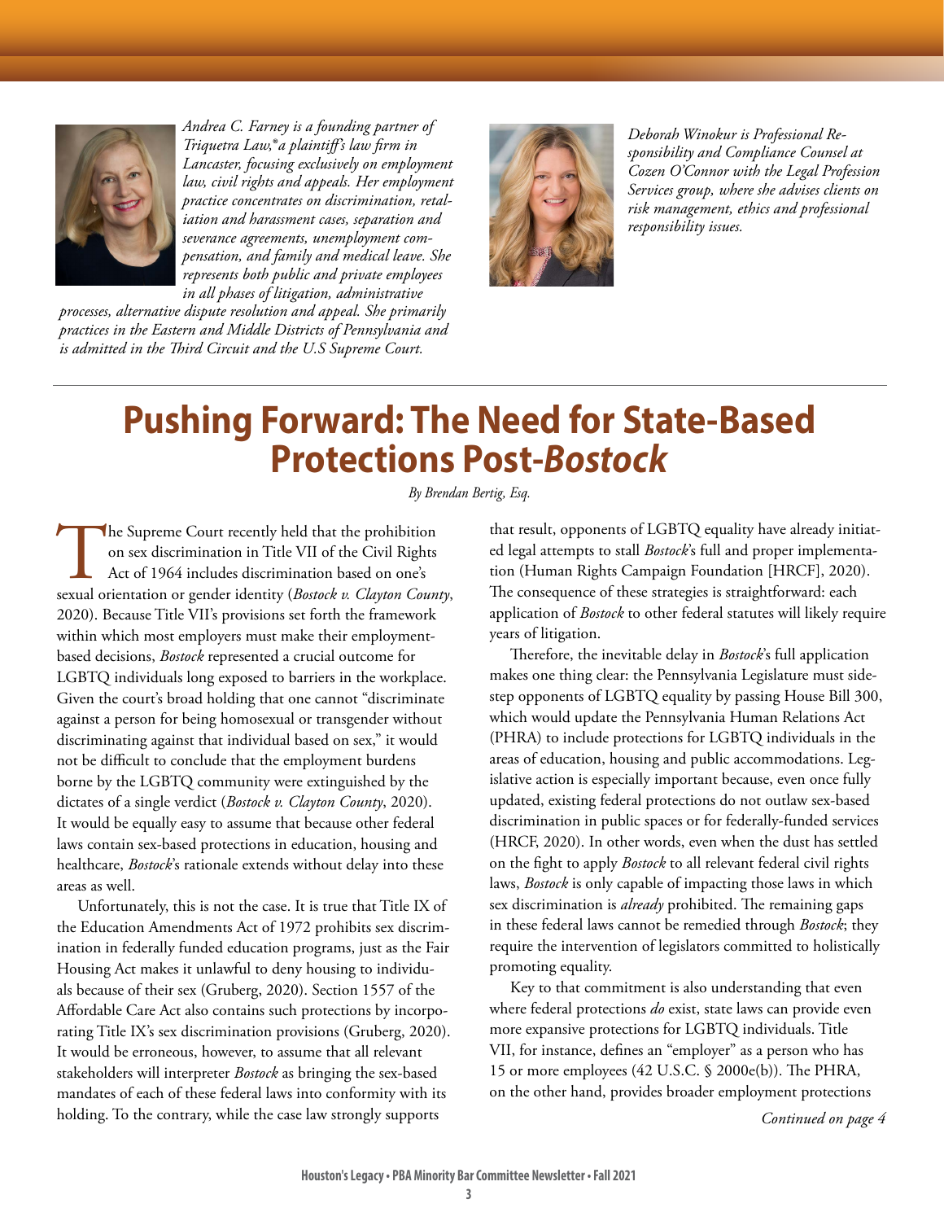*Andrea C. Farney is a founding partner of Triquetra Law,® a plaintiff's law firm in Lancaster, focusing exclusively on employment law, civil rights and appeals. Her employment practice concentrates on discrimination, retaliation and harassment cases, separation and severance agreements, unemployment compensation, and family and medical leave. She represents both public and private employees in all phases of litigation, administrative processes, alternative dispute resolution and appeal. She primarily practices in the Eastern and Middle Districts of Pennsylvania and is admitted in the Third Circuit and the U.S Supreme Court.*

*Deborah Winokur is Professional Responsibility and Compliance Counsel at Cozen O'Connor with the Legal Profession Services group, where she advises clients on risk management, ethics and professional responsibility issues.*

# Pushing Forward: The Need for State-Based Protections Post-*Bostock*

*By Brendan Bertig, Esq.*

The Supreme Court recently held that the prohibition on sex discrimination in Title VII of the Civil Rights Act of 1964 includes discrimination based on one's sexual orientation or gender identity (*Bostock v. Clayton County*, 2020). Because Title VII's provisions set forth the framework within which most employers must make their employment-based decisions, *Bostock* represented a crucial outcome for LGBTQ individuals long exposed to barriers in the workplace. Given the court's broad holding that one cannot "discriminate against a person for being homosexual or transgender without discriminating against that individual based on sex," it would not be difficult to conclude that the employment burdens borne by the LGBTQ community were extinguished by the dictates of a single verdict (*Bostock v. Clayton County*, 2020). It would be equally easy to assume that because other federal laws contain sex-based protections in education, housing and healthcare, *Bostock*'s rationale extends without delay into these areas as well.

Unfortunately, this is not the case. It is true that Title IX of the Education Amendments Act of 1972 prohibits sex discrimination in federally funded education programs, just as the Fair Housing Act makes it unlawful to deny housing to individuals because of their sex (Gruberg, 2020). Section 1557 of the Affordable Care Act also contains such protections by incorporating Title IX's sex discrimination provisions (Gruberg, 2020). It would be erroneous, however, to assume that all relevant stakeholders will interpreter *Bostock* as bringing the sex-based mandates of each of these federal laws into conformity with its holding. To the contrary, while the case law strongly supports that result, opponents of LGBTQ equality have already initiated legal attempts to stall *Bostock*'s full and proper implementation (Human Rights Campaign Foundation [HRCF], 2020). The consequence of these strategies is straightforward: each application of *Bostock* to other federal statutes will likely require years of litigation.

Therefore, the inevitable delay in *Bostock*'s full application makes one thing clear: the Pennsylvania Legislature must sidestep opponents of LGBTQ equality by passing House Bill 300, which would update the Pennsylvania Human Relations Act (PHRA) to include protections for LGBTQ individuals in the areas of education, housing and public accommodations. Legislative action is especially important because, even once fully updated, existing federal protections do not outlaw sex-based discrimination in public spaces or for federally-funded services (HRCF, 2020). In other words, even when the dust has settled on the fight to apply *Bostock* to all relevant federal civil rights laws, *Bostock* is only capable of impacting those laws in which sex discrimination is *already* prohibited. The remaining gaps in these federal laws cannot be remedied through *Bostock*; they require the intervention of legislators committed to holistically promoting equality.

Key to that commitment is also understanding that even where federal protections *do* exist, state laws can provide even more expansive protections for LGBTQ individuals. Title VII, for instance, defines an "employer" as a person who has 15 or more employees (42 U.S.C. § 2000e(b)). The PHRA, on the other hand, provides broader employment protections

*Continued on page 4*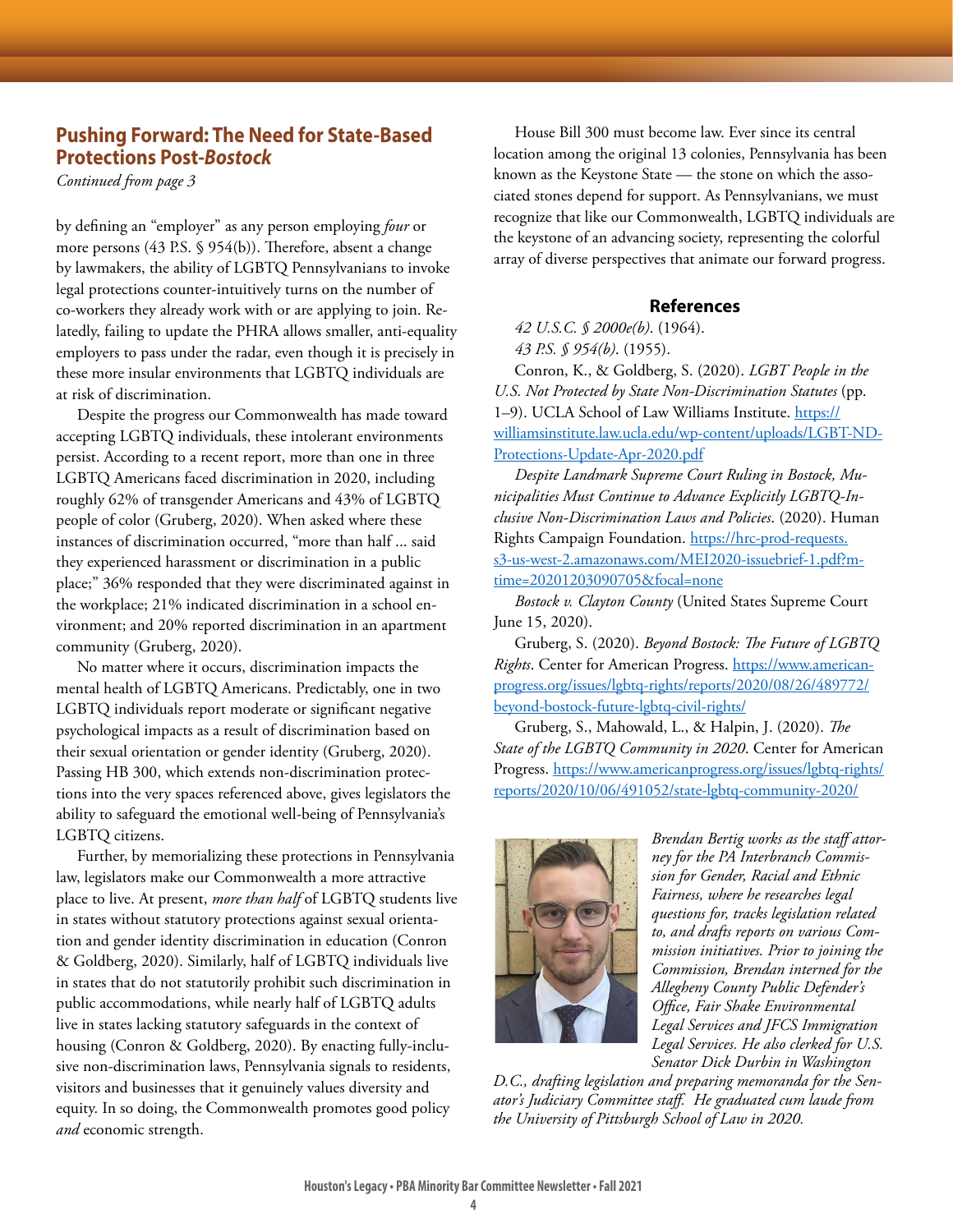## Pushing Forward: The Need for State-Based Protections Post-*Bostock*

*Continued from page 3*

by defining an "employer" as any person employing *four* or more persons (43 P.S. § 954(b)). Therefore, absent a change by lawmakers, the ability of LGBTQ Pennsylvanians to invoke legal protections counter-intuitively turns on the number of co-workers they already work with or are applying to join. Relatedly, failing to update the PHRA allows smaller, anti-equality employers to pass under the radar, even though it is precisely in these more insular environments that LGBTQ individuals are at risk of discrimination.

Despite the progress our Commonwealth has made toward accepting LGBTQ individuals, these intolerant environments persist. According to a recent report, more than one in three LGBTQ Americans faced discrimination in 2020, including roughly 62% of transgender Americans and 43% of LGBTQ people of color (Gruberg, 2020). When asked where these instances of discrimination occurred, "more than half ... said they experienced harassment or discrimination in a public place;" 36% responded that they were discriminated against in the workplace; 21% indicated discrimination in a school environment; and 20% reported discrimination in an apartment community (Gruberg, 2020).

No matter where it occurs, discrimination impacts the mental health of LGBTQ Americans. Predictably, one in two LGBTQ individuals report moderate or significant negative psychological impacts as a result of discrimination based on their sexual orientation or gender identity (Gruberg, 2020). Passing HB 300, which extends non-discrimination protections into the very spaces referenced above, gives legislators the ability to safeguard the emotional well-being of Pennsylvania's LGBTQ citizens.

Further, by memorializing these protections in Pennsylvania law, legislators make our Commonwealth a more attractive place to live. At present, *more than half* of LGBTQ students live in states without statutory protections against sexual orientation and gender identity discrimination in education (Conron & Goldberg, 2020). Similarly, half of LGBTQ individuals live in states that do not statutorily prohibit such discrimination in public accommodations, while nearly half of LGBTQ adults live in states lacking statutory safeguards in the context of housing (Conron & Goldberg, 2020). By enacting fully-inclusive non-discrimination laws, Pennsylvania signals to residents, visitors and businesses that it genuinely values diversity and equity. In so doing, the Commonwealth promotes good policy *and* economic strength.

House Bill 300 must become law. Ever since its central location among the original 13 colonies, Pennsylvania has been known as the Keystone State — the stone on which the associated stones depend for support. As Pennsylvanians, we must recognize that like our Commonwealth, LGBTQ individuals are the keystone of an advancing society, representing the colorful array of diverse perspectives that animate our forward progress.

### References

*42 U.S.C. § 2000e(b)*. (1964).

*43 P.S. § 954(b)*. (1955).

Conron, K., & Goldberg, S. (2020). *LGBT People in the U.S. Not Protected by State Non-Discrimination Statutes* (pp. 1–9). UCLA School of Law Williams Institute. https://williamsinstitute.law.ucla.edu/wp-content/uploads/LGBT-ND-Protections-Update-Apr-2020.pdf

*Despite Landmark Supreme Court Ruling in Bostock, Municipalities Must Continue to Advance Explicitly LGBTQ-Inclusive Non-Discrimination Laws and Policies*. (2020). Human Rights Campaign Foundation. https://hrc-prod-requests.s3-us-west-2.amazonaws.com/MEI2020-issuebrief-1.pdf?mtime=20201203090705&focal=none

*Bostock v. Clayton County* (United States Supreme Court June 15, 2020).

Gruberg, S. (2020). *Beyond Bostock: The Future of LGBTQ Rights*. Center for American Progress. https://www.americanprogress.org/issues/lgbtq-rights/reports/2020/08/26/489772/beyond-bostock-future-lgbtq-civil-rights/

Gruberg, S., Mahowald, L., & Halpin, J. (2020). *The State of the LGBTQ Community in 2020*. Center for American Progress. https://www.americanprogress.org/issues/lgbtq-rights/reports/2020/10/06/491052/state-lgbtq-community-2020/

*Brendan Bertig works as the staff attorney for the PA Interbranch Commission for Gender, Racial and Ethnic Fairness, where he researches legal questions for, tracks legislation related to, and drafts reports on various Commission initiatives. Prior to joining the Commission, Brendan interned for the Allegheny County Public Defender's Office, Fair Shake Environmental Legal Services and JFCS Immigration Legal Services. He also clerked for U.S. Senator Dick Durbin in Washington D.C., drafting legislation and preparing memoranda for the Senator's Judiciary Committee staff. He graduated cum laude from the University of Pittsburgh School of Law in 2020.*